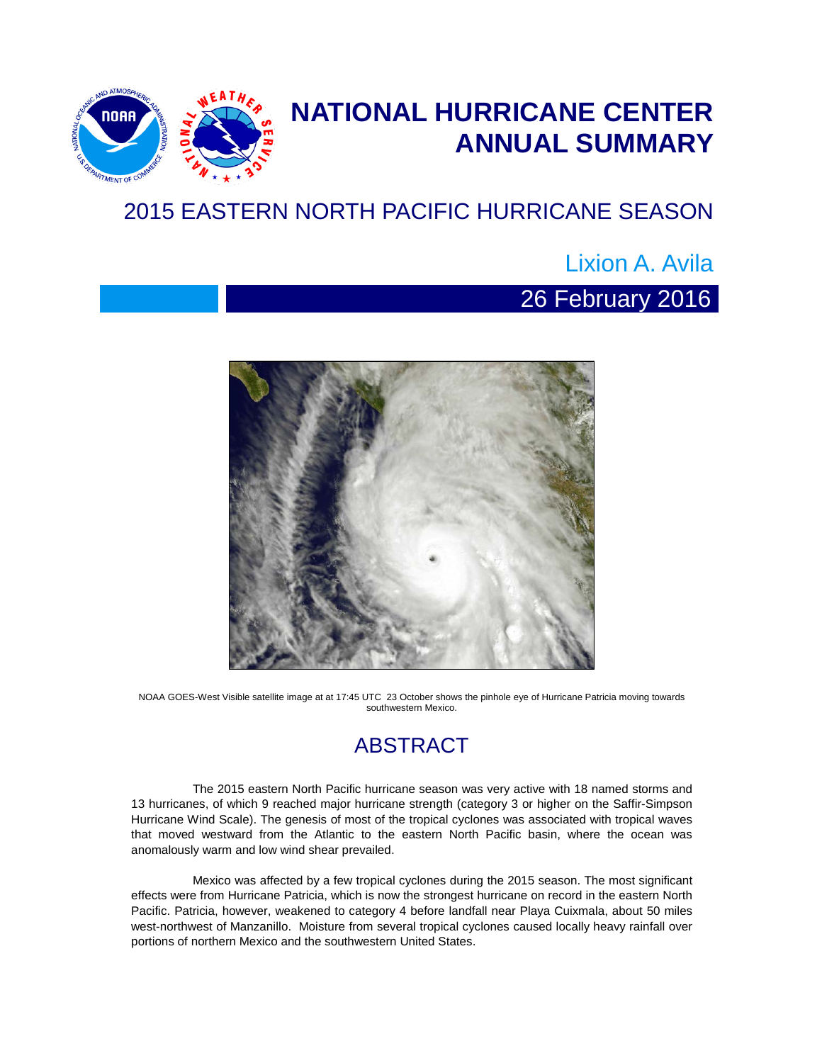# NATIONAL HURRICANE CENTER ANNUAL SUMMARY

## 2015 EASTERN NORTH PACIFIC HURRICANE SEASON

Lixion A. Avila

26 February 2016

NOAA GOES-West Visible satellite image at at 17:45 UTC 23 October shows the pinhole eye of Hurricane Patricia moving towards southwestern Mexico.

## ABSTRACT

The 2015 eastern North Pacific hurricane season was very active with 18 named storms and 13 hurricanes, of which 9 reached major hurricane strength (category 3 or higher on the Saffir-Simpson Hurricane Wind Scale). The genesis of most of the tropical cyclones was associated with tropical waves that moved westward from the Atlantic to the eastern North Pacific basin, where the ocean was anomalously warm and low wind shear prevailed.

Mexico was affected by a few tropical cyclones during the 2015 season. The most significant effects were from Hurricane Patricia, which is now the strongest hurricane on record in the eastern North Pacific. Patricia, however, weakened to category 4 before landfall near Playa Cuixmala, about 50 miles west-northwest of Manzanillo. Moisture from several tropical cyclones caused locally heavy rainfall over portions of northern Mexico and the southwestern United States.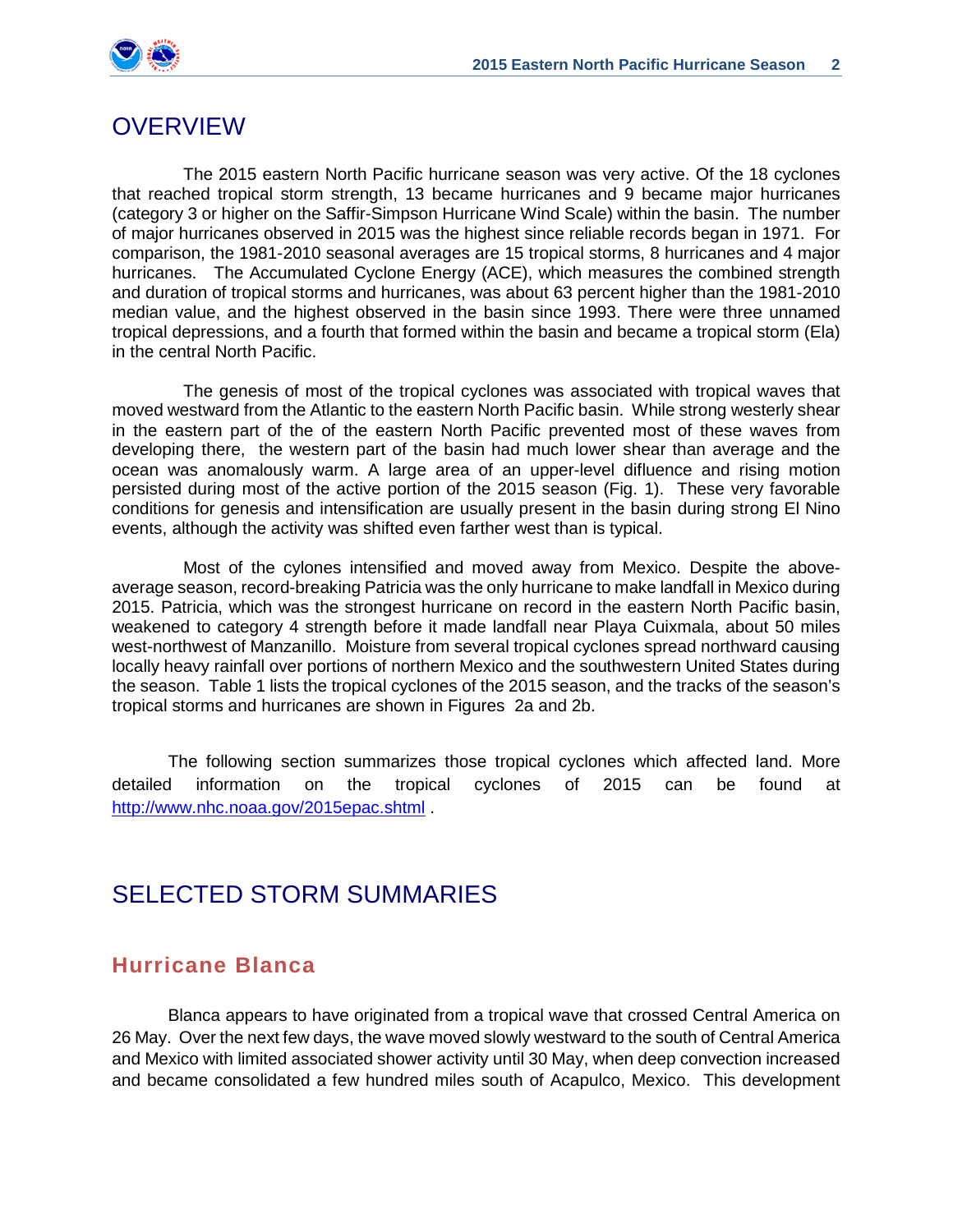## OVERVIEW

The 2015 eastern North Pacific hurricane season was very active. Of the 18 cyclones that reached tropical storm strength, 13 became hurricanes and 9 became major hurricanes (category 3 or higher on the Saffir-Simpson Hurricane Wind Scale) within the basin. The number of major hurricanes observed in 2015 was the highest since reliable records began in 1971. For comparison, the 1981-2010 seasonal averages are 15 tropical storms, 8 hurricanes and 4 major hurricanes. The Accumulated Cyclone Energy (ACE), which measures the combined strength and duration of tropical storms and hurricanes, was about 63 percent higher than the 1981-2010 median value, and the highest observed in the basin since 1993. There were three unnamed tropical depressions, and a fourth that formed within the basin and became a tropical storm (Ela) in the central North Pacific.

The genesis of most of the tropical cyclones was associated with tropical waves that moved westward from the Atlantic to the eastern North Pacific basin. While strong westerly shear in the eastern part of the of the eastern North Pacific prevented most of these waves from developing there, the western part of the basin had much lower shear than average and the ocean was anomalously warm. A large area of an upper-level difluence and rising motion persisted during most of the active portion of the 2015 season (Fig. 1). These very favorable conditions for genesis and intensification are usually present in the basin during strong El Nino events, although the activity was shifted even farther west than is typical.

Most of the cylones intensified and moved away from Mexico. Despite the above-average season, record-breaking Patricia was the only hurricane to make landfall in Mexico during 2015. Patricia, which was the strongest hurricane on record in the eastern North Pacific basin, weakened to category 4 strength before it made landfall near Playa Cuixmala, about 50 miles west-northwest of Manzanillo. Moisture from several tropical cyclones spread northward causing locally heavy rainfall over portions of northern Mexico and the southwestern United States during the season. Table 1 lists the tropical cyclones of the 2015 season, and the tracks of the season's tropical storms and hurricanes are shown in Figures 2a and 2b.

The following section summarizes those tropical cyclones which affected land. More detailed information on the tropical cyclones of 2015 can be found at http://www.nhc.noaa.gov/2015epac.shtml .

## SELECTED STORM SUMMARIES

### Hurricane Blanca

Blanca appears to have originated from a tropical wave that crossed Central America on 26 May. Over the next few days, the wave moved slowly westward to the south of Central America and Mexico with limited associated shower activity until 30 May, when deep convection increased and became consolidated a few hundred miles south of Acapulco, Mexico. This development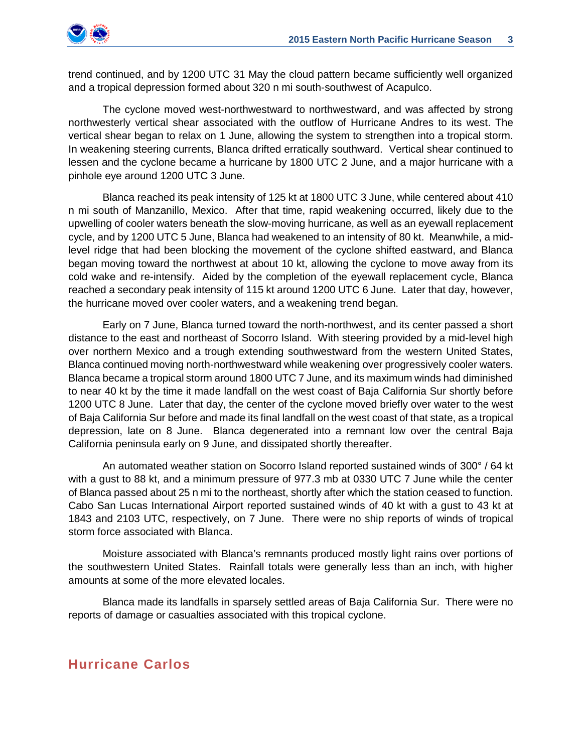trend continued, and by 1200 UTC 31 May the cloud pattern became sufficiently well organized and a tropical depression formed about 320 n mi south-southwest of Acapulco.

The cyclone moved west-northwestward to northwestward, and was affected by strong northwesterly vertical shear associated with the outflow of Hurricane Andres to its west. The vertical shear began to relax on 1 June, allowing the system to strengthen into a tropical storm. In weakening steering currents, Blanca drifted erratically southward. Vertical shear continued to lessen and the cyclone became a hurricane by 1800 UTC 2 June, and a major hurricane with a pinhole eye around 1200 UTC 3 June.

Blanca reached its peak intensity of 125 kt at 1800 UTC 3 June, while centered about 410 n mi south of Manzanillo, Mexico. After that time, rapid weakening occurred, likely due to the upwelling of cooler waters beneath the slow-moving hurricane, as well as an eyewall replacement cycle, and by 1200 UTC 5 June, Blanca had weakened to an intensity of 80 kt. Meanwhile, a mid-level ridge that had been blocking the movement of the cyclone shifted eastward, and Blanca began moving toward the northwest at about 10 kt, allowing the cyclone to move away from its cold wake and re-intensify. Aided by the completion of the eyewall replacement cycle, Blanca reached a secondary peak intensity of 115 kt around 1200 UTC 6 June. Later that day, however, the hurricane moved over cooler waters, and a weakening trend began.

Early on 7 June, Blanca turned toward the north-northwest, and its center passed a short distance to the east and northeast of Socorro Island. With steering provided by a mid-level high over northern Mexico and a trough extending southwestward from the western United States, Blanca continued moving north-northwestward while weakening over progressively cooler waters. Blanca became a tropical storm around 1800 UTC 7 June, and its maximum winds had diminished to near 40 kt by the time it made landfall on the west coast of Baja California Sur shortly before 1200 UTC 8 June. Later that day, the center of the cyclone moved briefly over water to the west of Baja California Sur before and made its final landfall on the west coast of that state, as a tropical depression, late on 8 June. Blanca degenerated into a remnant low over the central Baja California peninsula early on 9 June, and dissipated shortly thereafter.

An automated weather station on Socorro Island reported sustained winds of 300° / 64 kt with a gust to 88 kt, and a minimum pressure of 977.3 mb at 0330 UTC 7 June while the center of Blanca passed about 25 n mi to the northeast, shortly after which the station ceased to function. Cabo San Lucas International Airport reported sustained winds of 40 kt with a gust to 43 kt at 1843 and 2103 UTC, respectively, on 7 June. There were no ship reports of winds of tropical storm force associated with Blanca.

Moisture associated with Blanca's remnants produced mostly light rains over portions of the southwestern United States. Rainfall totals were generally less than an inch, with higher amounts at some of the more elevated locales.

Blanca made its landfalls in sparsely settled areas of Baja California Sur. There were no reports of damage or casualties associated with this tropical cyclone.

## Hurricane Carlos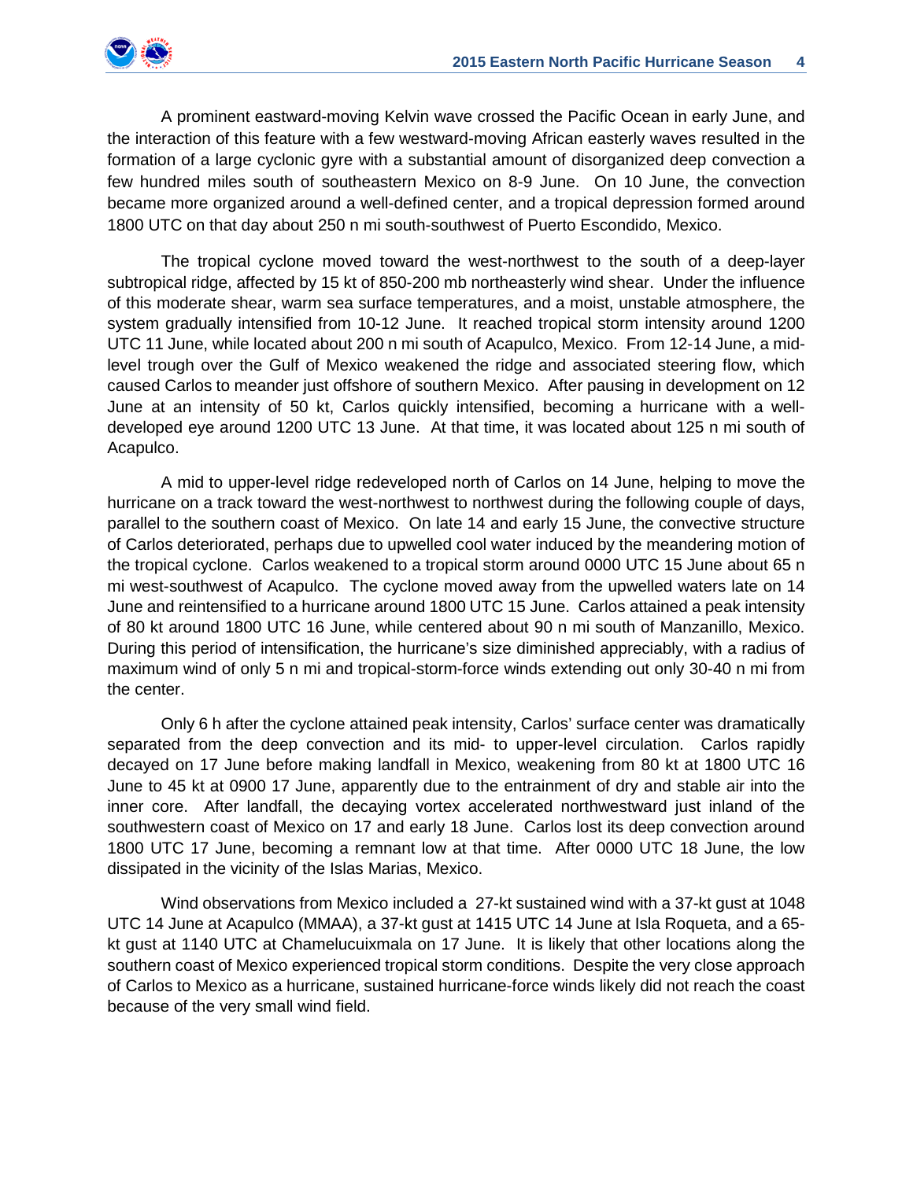A prominent eastward-moving Kelvin wave crossed the Pacific Ocean in early June, and the interaction of this feature with a few westward-moving African easterly waves resulted in the formation of a large cyclonic gyre with a substantial amount of disorganized deep convection a few hundred miles south of southeastern Mexico on 8-9 June. On 10 June, the convection became more organized around a well-defined center, and a tropical depression formed around 1800 UTC on that day about 250 n mi south-southwest of Puerto Escondido, Mexico.

The tropical cyclone moved toward the west-northwest to the south of a deep-layer subtropical ridge, affected by 15 kt of 850-200 mb northeasterly wind shear. Under the influence of this moderate shear, warm sea surface temperatures, and a moist, unstable atmosphere, the system gradually intensified from 10-12 June. It reached tropical storm intensity around 1200 UTC 11 June, while located about 200 n mi south of Acapulco, Mexico. From 12-14 June, a mid-level trough over the Gulf of Mexico weakened the ridge and associated steering flow, which caused Carlos to meander just offshore of southern Mexico. After pausing in development on 12 June at an intensity of 50 kt, Carlos quickly intensified, becoming a hurricane with a well-developed eye around 1200 UTC 13 June. At that time, it was located about 125 n mi south of Acapulco.

A mid to upper-level ridge redeveloped north of Carlos on 14 June, helping to move the hurricane on a track toward the west-northwest to northwest during the following couple of days, parallel to the southern coast of Mexico. On late 14 and early 15 June, the convective structure of Carlos deteriorated, perhaps due to upwelled cool water induced by the meandering motion of the tropical cyclone. Carlos weakened to a tropical storm around 0000 UTC 15 June about 65 n mi west-southwest of Acapulco. The cyclone moved away from the upwelled waters late on 14 June and reintensified to a hurricane around 1800 UTC 15 June. Carlos attained a peak intensity of 80 kt around 1800 UTC 16 June, while centered about 90 n mi south of Manzanillo, Mexico. During this period of intensification, the hurricane's size diminished appreciably, with a radius of maximum wind of only 5 n mi and tropical-storm-force winds extending out only 30-40 n mi from the center.

Only 6 h after the cyclone attained peak intensity, Carlos' surface center was dramatically separated from the deep convection and its mid- to upper-level circulation. Carlos rapidly decayed on 17 June before making landfall in Mexico, weakening from 80 kt at 1800 UTC 16 June to 45 kt at 0900 17 June, apparently due to the entrainment of dry and stable air into the inner core. After landfall, the decaying vortex accelerated northwestward just inland of the southwestern coast of Mexico on 17 and early 18 June. Carlos lost its deep convection around 1800 UTC 17 June, becoming a remnant low at that time. After 0000 UTC 18 June, the low dissipated in the vicinity of the Islas Marias, Mexico.

Wind observations from Mexico included a 27-kt sustained wind with a 37-kt gust at 1048 UTC 14 June at Acapulco (MMAA), a 37-kt gust at 1415 UTC 14 June at Isla Roqueta, and a 65-kt gust at 1140 UTC at Chamelucuixmala on 17 June. It is likely that other locations along the southern coast of Mexico experienced tropical storm conditions. Despite the very close approach of Carlos to Mexico as a hurricane, sustained hurricane-force winds likely did not reach the coast because of the very small wind field.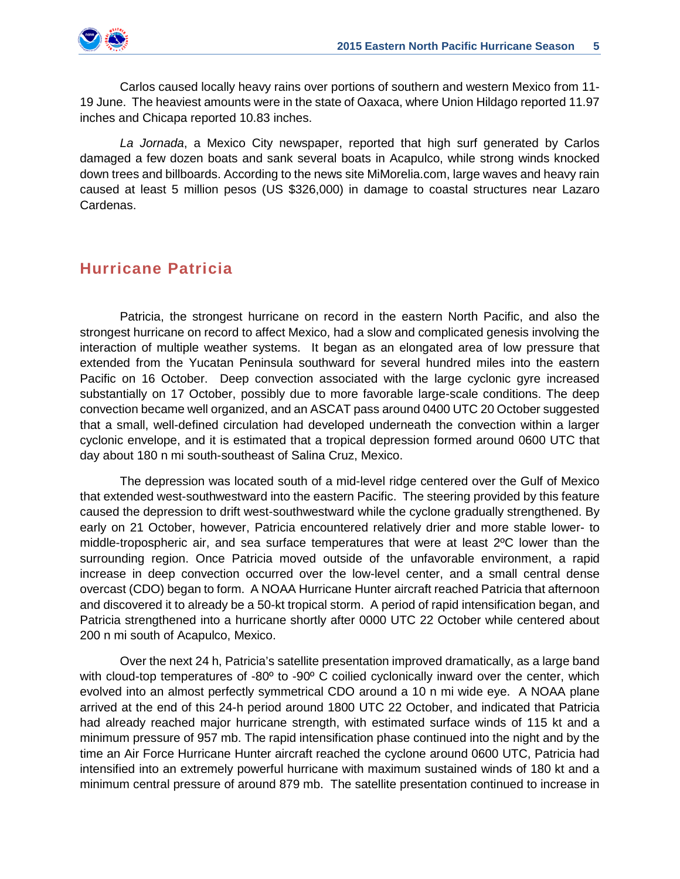Carlos caused locally heavy rains over portions of southern and western Mexico from 11-19 June. The heaviest amounts were in the state of Oaxaca, where Union Hildago reported 11.97 inches and Chicapa reported 10.83 inches.

*La Jornada*, a Mexico City newspaper, reported that high surf generated by Carlos damaged a few dozen boats and sank several boats in Acapulco, while strong winds knocked down trees and billboards. According to the news site MiMorelia.com, large waves and heavy rain caused at least 5 million pesos (US $326,000) in damage to coastal structures near Lazaro Cardenas.

## Hurricane Patricia

Patricia, the strongest hurricane on record in the eastern North Pacific, and also the strongest hurricane on record to affect Mexico, had a slow and complicated genesis involving the interaction of multiple weather systems. It began as an elongated area of low pressure that extended from the Yucatan Peninsula southward for several hundred miles into the eastern Pacific on 16 October. Deep convection associated with the large cyclonic gyre increased substantially on 17 October, possibly due to more favorable large-scale conditions. The deep convection became well organized, and an ASCAT pass around 0400 UTC 20 October suggested that a small, well-defined circulation had developed underneath the convection within a larger cyclonic envelope, and it is estimated that a tropical depression formed around 0600 UTC that day about 180 n mi south-southeast of Salina Cruz, Mexico.

The depression was located south of a mid-level ridge centered over the Gulf of Mexico that extended west-southwestward into the eastern Pacific. The steering provided by this feature caused the depression to drift west-southwestward while the cyclone gradually strengthened. By early on 21 October, however, Patricia encountered relatively drier and more stable lower- to middle-tropospheric air, and sea surface temperatures that were at least 2ºC lower than the surrounding region. Once Patricia moved outside of the unfavorable environment, a rapid increase in deep convection occurred over the low-level center, and a small central dense overcast (CDO) began to form. A NOAA Hurricane Hunter aircraft reached Patricia that afternoon and discovered it to already be a 50-kt tropical storm. A period of rapid intensification began, and Patricia strengthened into a hurricane shortly after 0000 UTC 22 October while centered about 200 n mi south of Acapulco, Mexico.

Over the next 24 h, Patricia's satellite presentation improved dramatically, as a large band with cloud-top temperatures of -80º to -90º C coiled cyclonically inward over the center, which evolved into an almost perfectly symmetrical CDO around a 10 n mi wide eye. A NOAA plane arrived at the end of this 24-h period around 1800 UTC 22 October, and indicated that Patricia had already reached major hurricane strength, with estimated surface winds of 115 kt and a minimum pressure of 957 mb. The rapid intensification phase continued into the night and by the time an Air Force Hurricane Hunter aircraft reached the cyclone around 0600 UTC, Patricia had intensified into an extremely powerful hurricane with maximum sustained winds of 180 kt and a minimum central pressure of around 879 mb. The satellite presentation continued to increase in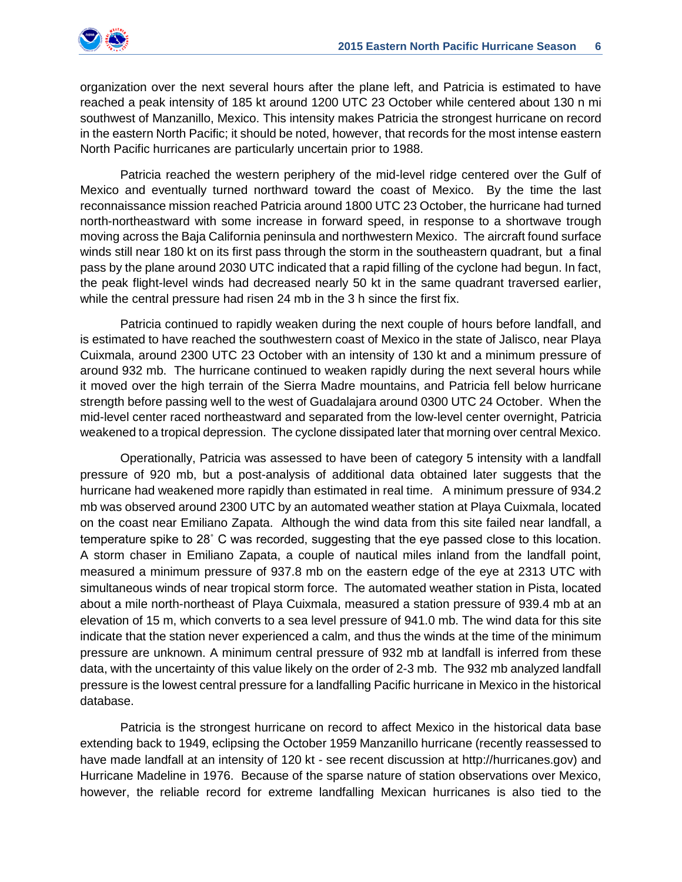organization over the next several hours after the plane left, and Patricia is estimated to have reached a peak intensity of 185 kt around 1200 UTC 23 October while centered about 130 n mi southwest of Manzanillo, Mexico. This intensity makes Patricia the strongest hurricane on record in the eastern North Pacific; it should be noted, however, that records for the most intense eastern North Pacific hurricanes are particularly uncertain prior to 1988.

Patricia reached the western periphery of the mid-level ridge centered over the Gulf of Mexico and eventually turned northward toward the coast of Mexico. By the time the last reconnaissance mission reached Patricia around 1800 UTC 23 October, the hurricane had turned north-northeastward with some increase in forward speed, in response to a shortwave trough moving across the Baja California peninsula and northwestern Mexico. The aircraft found surface winds still near 180 kt on its first pass through the storm in the southeastern quadrant, but a final pass by the plane around 2030 UTC indicated that a rapid filling of the cyclone had begun. In fact, the peak flight-level winds had decreased nearly 50 kt in the same quadrant traversed earlier, while the central pressure had risen 24 mb in the 3 h since the first fix.

Patricia continued to rapidly weaken during the next couple of hours before landfall, and is estimated to have reached the southwestern coast of Mexico in the state of Jalisco, near Playa Cuixmala, around 2300 UTC 23 October with an intensity of 130 kt and a minimum pressure of around 932 mb. The hurricane continued to weaken rapidly during the next several hours while it moved over the high terrain of the Sierra Madre mountains, and Patricia fell below hurricane strength before passing well to the west of Guadalajara around 0300 UTC 24 October. When the mid-level center raced northeastward and separated from the low-level center overnight, Patricia weakened to a tropical depression. The cyclone dissipated later that morning over central Mexico.

Operationally, Patricia was assessed to have been of category 5 intensity with a landfall pressure of 920 mb, but a post-analysis of additional data obtained later suggests that the hurricane had weakened more rapidly than estimated in real time. A minimum pressure of 934.2 mb was observed around 2300 UTC by an automated weather station at Playa Cuixmala, located on the coast near Emiliano Zapata. Although the wind data from this site failed near landfall, a temperature spike to 28˚ C was recorded, suggesting that the eye passed close to this location. A storm chaser in Emiliano Zapata, a couple of nautical miles inland from the landfall point, measured a minimum pressure of 937.8 mb on the eastern edge of the eye at 2313 UTC with simultaneous winds of near tropical storm force. The automated weather station in Pista, located about a mile north-northeast of Playa Cuixmala, measured a station pressure of 939.4 mb at an elevation of 15 m, which converts to a sea level pressure of 941.0 mb. The wind data for this site indicate that the station never experienced a calm, and thus the winds at the time of the minimum pressure are unknown. A minimum central pressure of 932 mb at landfall is inferred from these data, with the uncertainty of this value likely on the order of 2-3 mb. The 932 mb analyzed landfall pressure is the lowest central pressure for a landfalling Pacific hurricane in Mexico in the historical database.

Patricia is the strongest hurricane on record to affect Mexico in the historical data base extending back to 1949, eclipsing the October 1959 Manzanillo hurricane (recently reassessed to have made landfall at an intensity of 120 kt - see recent discussion at http://hurricanes.gov) and Hurricane Madeline in 1976. Because of the sparse nature of station observations over Mexico, however, the reliable record for extreme landfalling Mexican hurricanes is also tied to the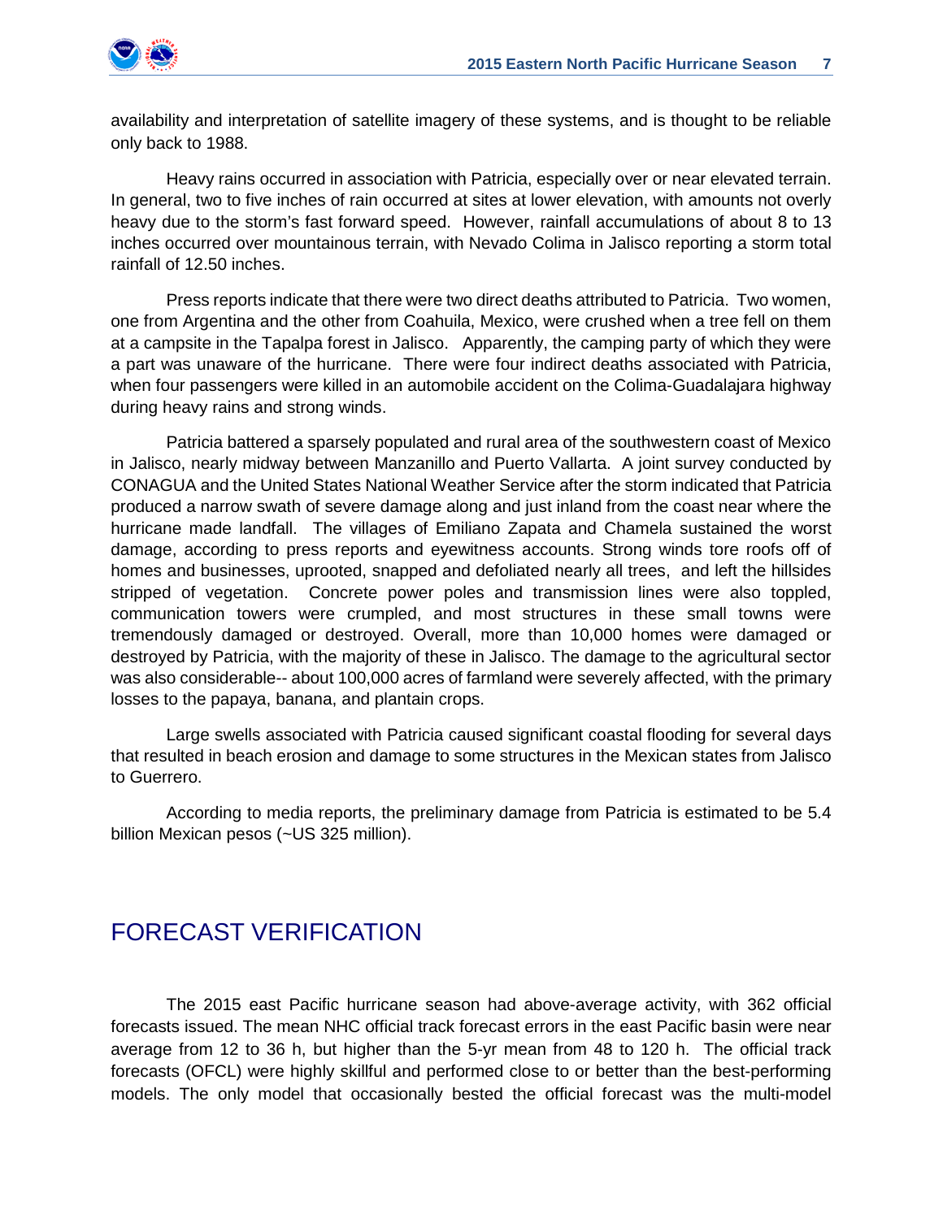availability and interpretation of satellite imagery of these systems, and is thought to be reliable only back to 1988.

Heavy rains occurred in association with Patricia, especially over or near elevated terrain. In general, two to five inches of rain occurred at sites at lower elevation, with amounts not overly heavy due to the storm's fast forward speed. However, rainfall accumulations of about 8 to 13 inches occurred over mountainous terrain, with Nevado Colima in Jalisco reporting a storm total rainfall of 12.50 inches.

Press reports indicate that there were two direct deaths attributed to Patricia. Two women, one from Argentina and the other from Coahuila, Mexico, were crushed when a tree fell on them at a campsite in the Tapalpa forest in Jalisco. Apparently, the camping party of which they were a part was unaware of the hurricane. There were four indirect deaths associated with Patricia, when four passengers were killed in an automobile accident on the Colima-Guadalajara highway during heavy rains and strong winds.

Patricia battered a sparsely populated and rural area of the southwestern coast of Mexico in Jalisco, nearly midway between Manzanillo and Puerto Vallarta. A joint survey conducted by CONAGUA and the United States National Weather Service after the storm indicated that Patricia produced a narrow swath of severe damage along and just inland from the coast near where the hurricane made landfall. The villages of Emiliano Zapata and Chamela sustained the worst damage, according to press reports and eyewitness accounts. Strong winds tore roofs off of homes and businesses, uprooted, snapped and defoliated nearly all trees, and left the hillsides stripped of vegetation. Concrete power poles and transmission lines were also toppled, communication towers were crumpled, and most structures in these small towns were tremendously damaged or destroyed. Overall, more than 10,000 homes were damaged or destroyed by Patricia, with the majority of these in Jalisco. The damage to the agricultural sector was also considerable-- about 100,000 acres of farmland were severely affected, with the primary losses to the papaya, banana, and plantain crops.

Large swells associated with Patricia caused significant coastal flooding for several days that resulted in beach erosion and damage to some structures in the Mexican states from Jalisco to Guerrero.

According to media reports, the preliminary damage from Patricia is estimated to be 5.4 billion Mexican pesos (~US 325 million).

# FORECAST VERIFICATION

The 2015 east Pacific hurricane season had above-average activity, with 362 official forecasts issued. The mean NHC official track forecast errors in the east Pacific basin were near average from 12 to 36 h, but higher than the 5-yr mean from 48 to 120 h. The official track forecasts (OFCL) were highly skillful and performed close to or better than the best-performing models. The only model that occasionally bested the official forecast was the multi-model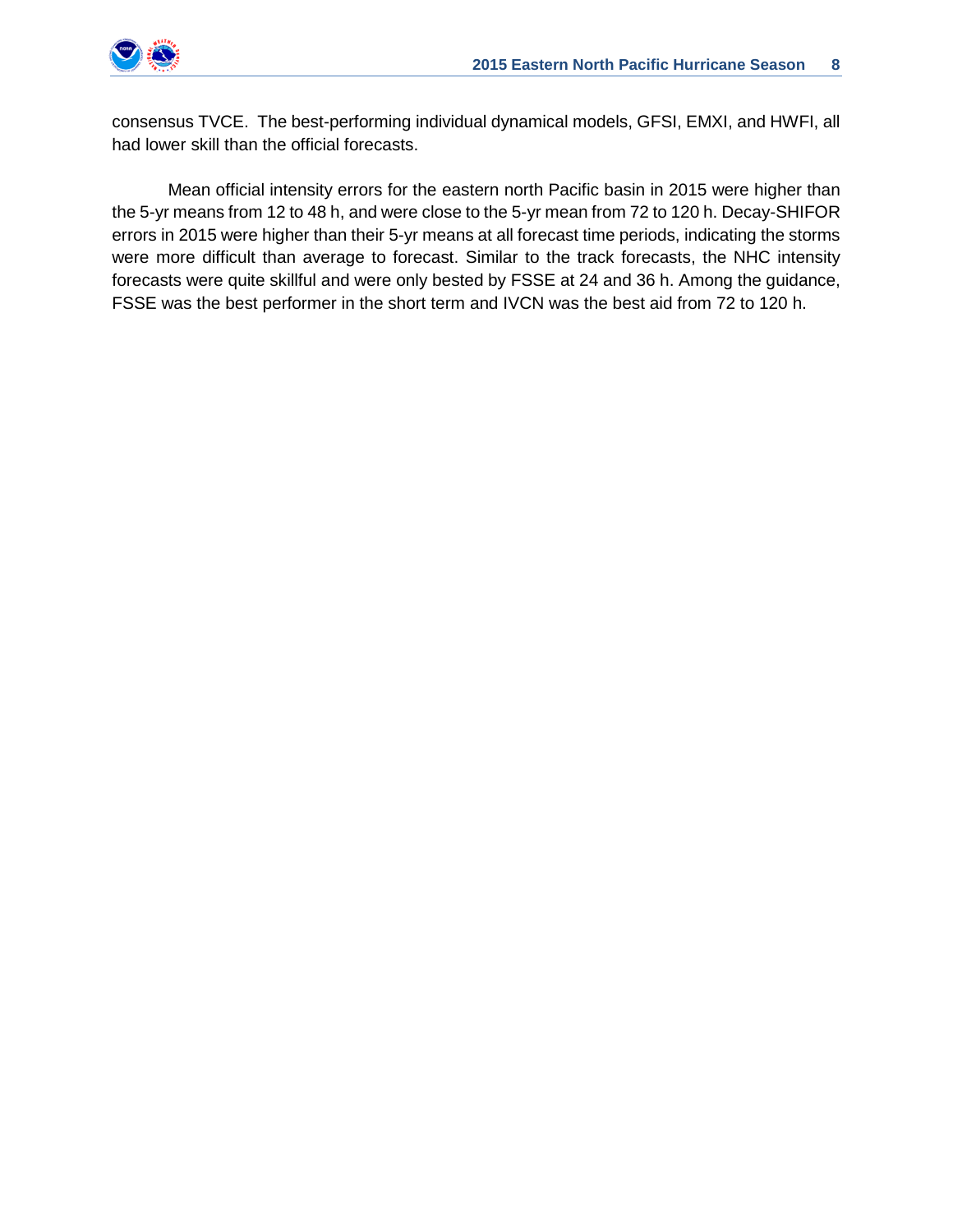consensus TVCE. The best-performing individual dynamical models, GFSI, EMXI, and HWFI, all had lower skill than the official forecasts.

Mean official intensity errors for the eastern north Pacific basin in 2015 were higher than the 5-yr means from 12 to 48 h, and were close to the 5-yr mean from 72 to 120 h. Decay-SHIFOR errors in 2015 were higher than their 5-yr means at all forecast time periods, indicating the storms were more difficult than average to forecast. Similar to the track forecasts, the NHC intensity forecasts were quite skillful and were only bested by FSSE at 24 and 36 h. Among the guidance, FSSE was the best performer in the short term and IVCN was the best aid from 72 to 120 h.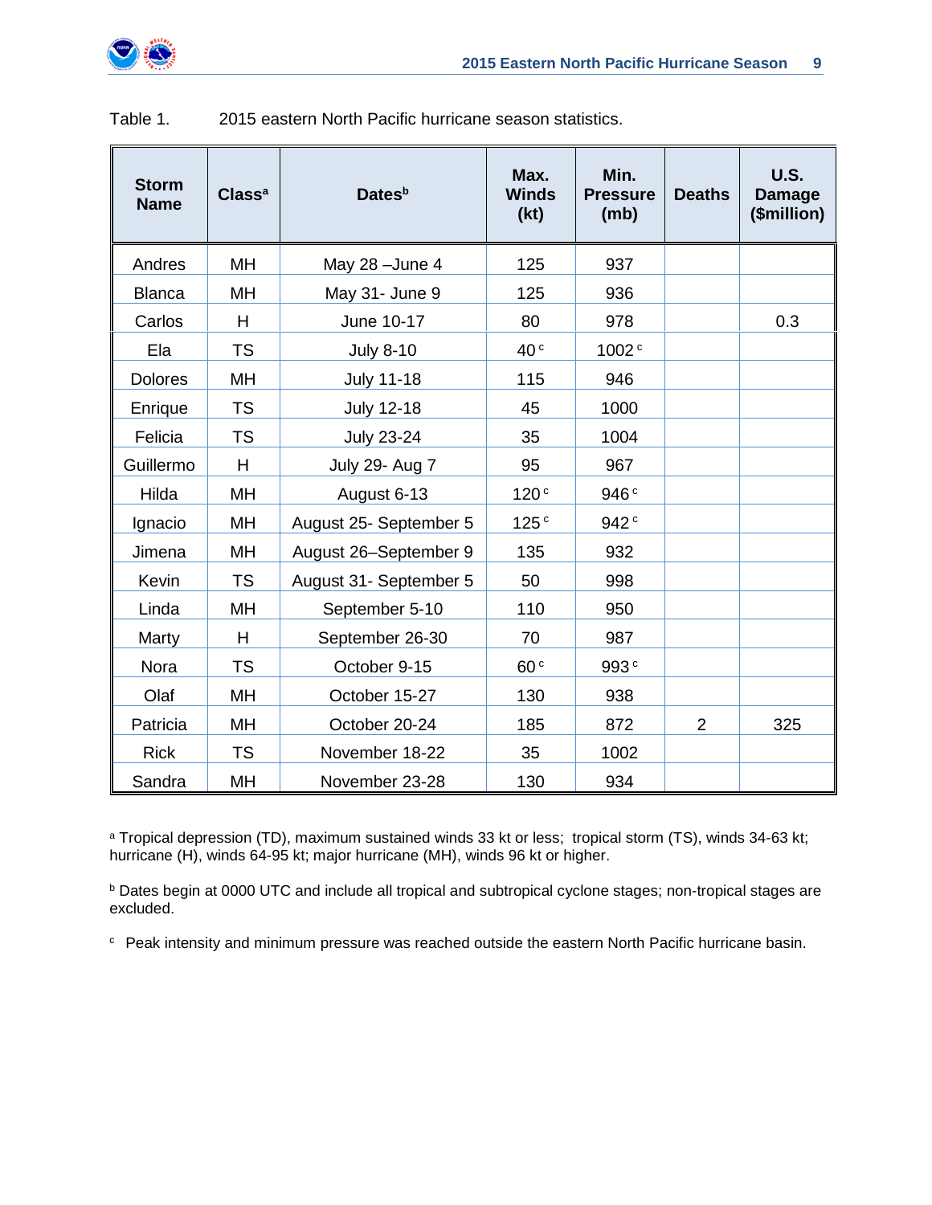Table 1. 2015 eastern North Pacific hurricane season statistics.

| Storm Name | Class[a] | Dates[b] | Max. Winds (kt) | Min. Pressure (mb) | Deaths | U.S. Damage ($million) |
|---|---|---|---|---|---|---|
| Andres | MH | May 28 –June 4 | 125 | 937 | | |
| Blanca | MH | May 31- June 9 | 125 | 936 | | |
| Carlos | H | June 10-17 | 80 | 978 | | 0.3 |
| Ela | TS | July 8-10 | 40 [c] | 1002 [c] | | |
| Dolores | MH | July 11-18 | 115 | 946 | | |
| Enrique | TS | July 12-18 | 45 | 1000 | | |
| Felicia | TS | July 23-24 | 35 | 1004 | | |
| Guillermo | H | July 29- Aug 7 | 95 | 967 | | |
| Hilda | MH | August 6-13 | 120 [c] | 946 [c] | | |
| Ignacio | MH | August 25- September 5 | 125 [c] | 942 [c] | | |
| Jimena | MH | August 26–September 9 | 135 | 932 | | |
| Kevin | TS | August 31- September 5 | 50 | 998 | | |
| Linda | MH | September 5-10 | 110 | 950 | | |
| Marty | H | September 26-30 | 70 | 987 | | |
| Nora | TS | October 9-15 | 60 [c] | 993 [c] | | |
| Olaf | MH | October 15-27 | 130 | 938 | | |
| Patricia | MH | October 20-24 | 185 | 872 | 2 | 325 |
| Rick | TS | November 18-22 | 35 | 1002 | | |
| Sandra | MH | November 23-28 | 130 | 934 | | |

[a] Tropical depression (TD), maximum sustained winds 33 kt or less; tropical storm (TS), winds 34-63 kt; hurricane (H), winds 64-95 kt; major hurricane (MH), winds 96 kt or higher.

[b] Dates begin at 0000 UTC and include all tropical and subtropical cyclone stages; non-tropical stages are excluded.

[c] Peak intensity and minimum pressure was reached outside the eastern North Pacific hurricane basin.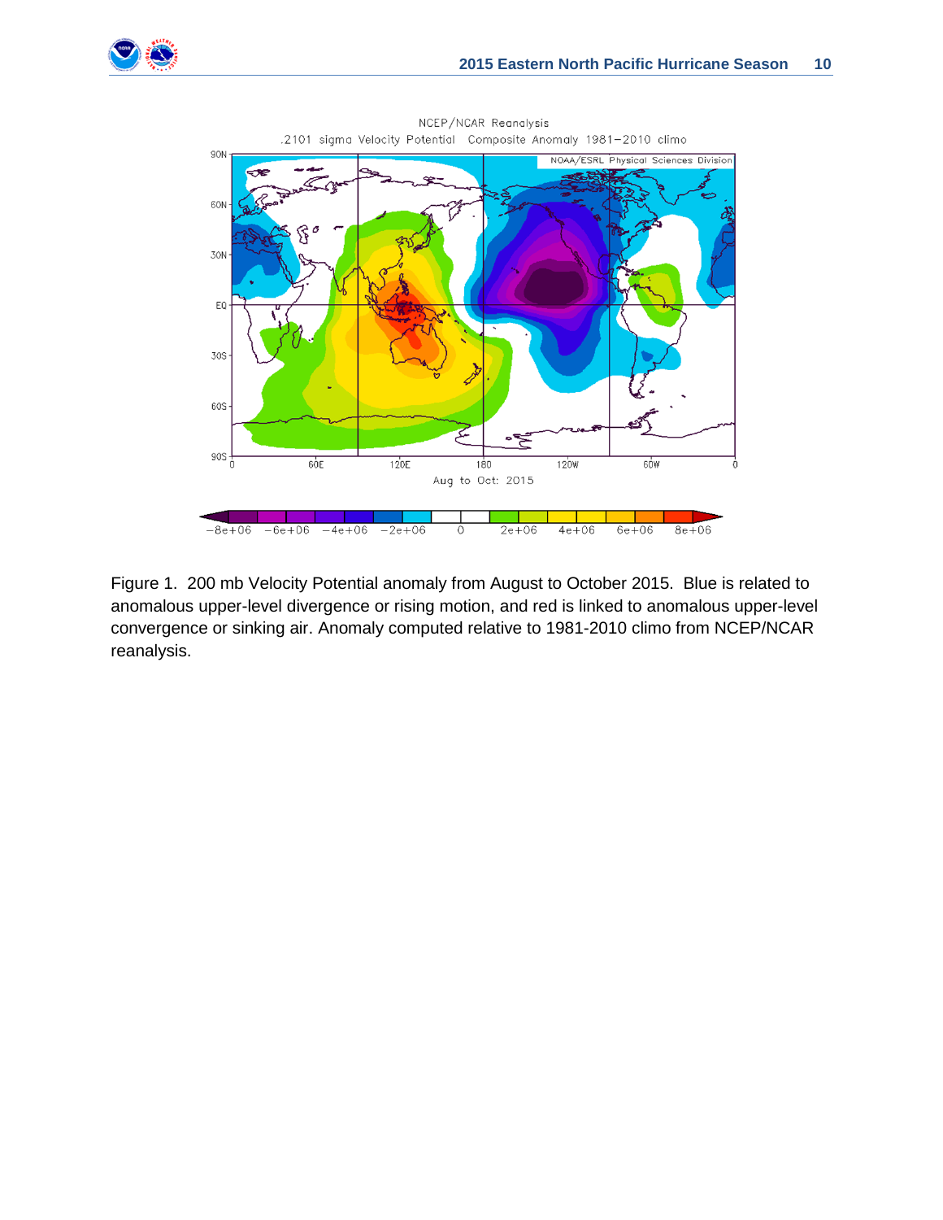Figure 1. 200 mb Velocity Potential anomaly from August to October 2015. Blue is related to anomalous upper-level divergence or rising motion, and red is linked to anomalous upper-level convergence or sinking air. Anomaly computed relative to 1981-2010 climo from NCEP/NCAR reanalysis.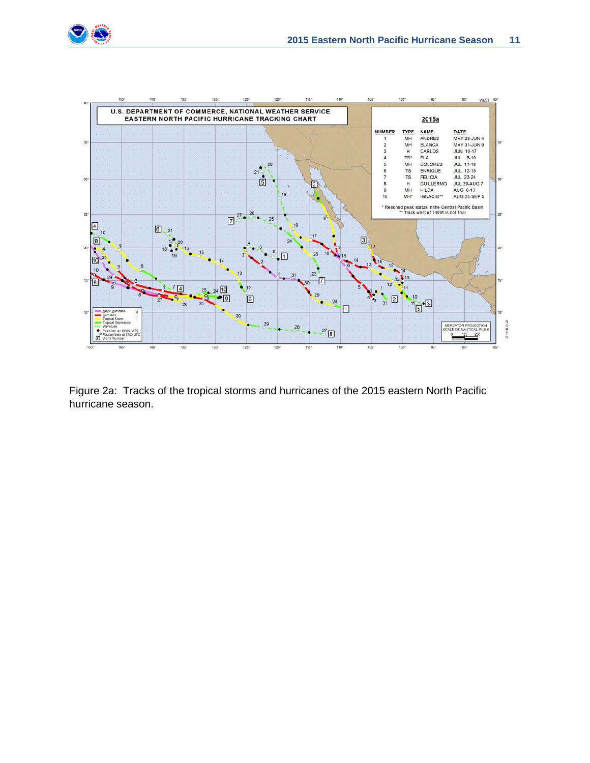Figure 2a: Tracks of the tropical storms and hurricanes of the 2015 eastern North Pacific hurricane season.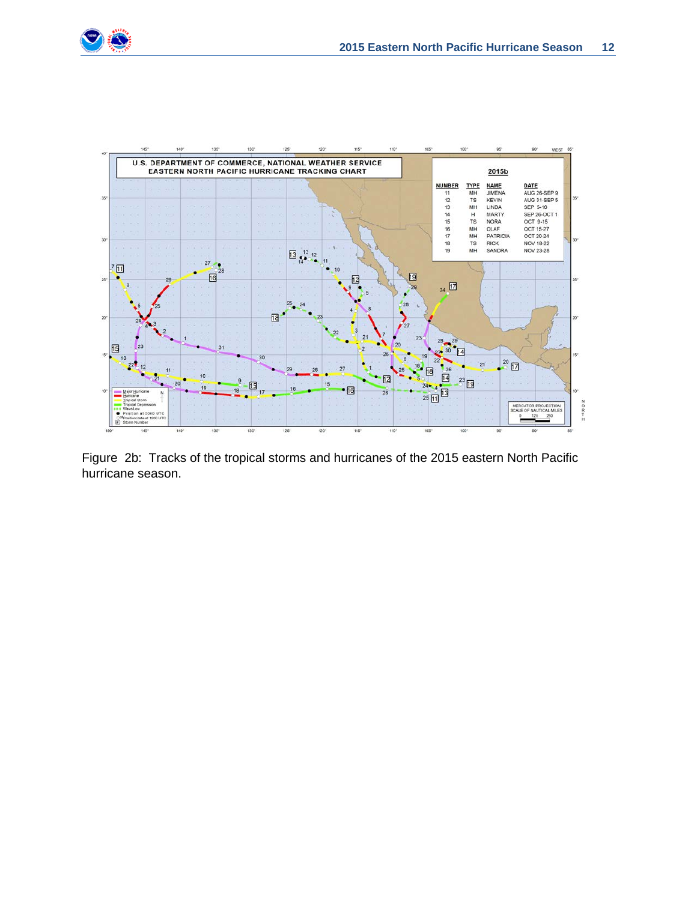U.S. DEPARTMENT OF COMMERCE, NATIONAL WEATHER SERVICE
EASTERN NORTH PACIFIC HURRICANE TRACKING CHART

2015b

NUMBER TYPE NAME DATE
11 MH JIMENA AUG 26-SEP 9
12 TS KEVIN AUG 31-SEP 5
13 MH LINDA SEP 5-10
14 H MARTY SEP 26-OCT 1
15 TS NORA OCT 9-15
16 MH OLAF OCT 15-27
17 MH PATRICIA OCT 20-24
18 TS RICK NOV 18-22
19 MH SANDRA NOV 23-28

Major Hurricane
Hurricane
Tropical Storm
Tropical Depression
Wave/Low
Position at 0000 UTC
Position/date at 1200 UTC
Storm Number

MERCATOR PROJECTION
SCALE OF NAUTICAL MILES
0 125 250

Figure 2b: Tracks of the tropical storms and hurricanes of the 2015 eastern North Pacific hurricane season.